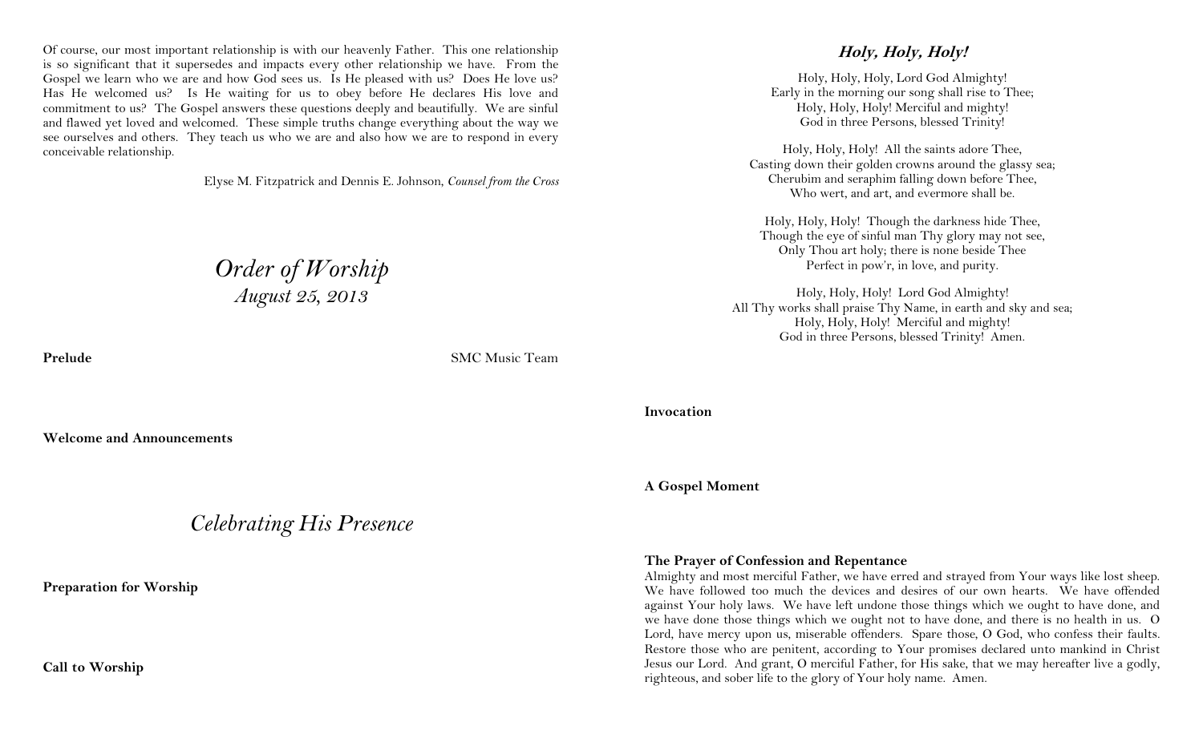Of course, our most important relationship is with our heavenly Father. This one relationship is so significant that it supersedes and impacts every other relationship we have. From the Gospel we learn who we are and how God sees us. Is He pleased with us? Does He love us? Has He welcomed us? Is He waiting for us to obey before He declares His love and commitment to us? The Gospel answers these questions deeply and beautifully. We are sinful and flawed yet loved and welcomed. These simple truths change everything about the way we see ourselves and others. They teach us who we are and also how we are to respond in every conceivable relationship.

Elyse M. Fitzpatrick and Dennis E. Johnson, *Counsel from the Cross*

# *Order of Worship*

*August 25, 2013*

**Prelude** SMC Music Team

**Welcome and Announcements**

## *Celebrating His Presence*

**Preparation for Worship**

**Call to Worship**

### ***Holy, Holy, Holy!***

Holy, Holy, Holy, Lord God Almighty!
Early in the morning our song shall rise to Thee;
Holy, Holy, Holy! Merciful and mighty!
God in three Persons, blessed Trinity!

Holy, Holy, Holy! All the saints adore Thee,
Casting down their golden crowns around the glassy sea;
Cherubim and seraphim falling down before Thee,
Who wert, and art, and evermore shall be.

Holy, Holy, Holy! Though the darkness hide Thee,
Though the eye of sinful man Thy glory may not see,
Only Thou art holy; there is none beside Thee
Perfect in pow'r, in love, and purity.

Holy, Holy, Holy! Lord God Almighty!
All Thy works shall praise Thy Name, in earth and sky and sea;
Holy, Holy, Holy! Merciful and mighty!
God in three Persons, blessed Trinity! Amen.

**Invocation**

**A Gospel Moment**

**The Prayer of Confession and Repentance**

Almighty and most merciful Father, we have erred and strayed from Your ways like lost sheep. We have followed too much the devices and desires of our own hearts. We have offended against Your holy laws. We have left undone those things which we ought to have done, and we have done those things which we ought not to have done, and there is no health in us. O Lord, have mercy upon us, miserable offenders. Spare those, O God, who confess their faults. Restore those who are penitent, according to Your promises declared unto mankind in Christ Jesus our Lord. And grant, O merciful Father, for His sake, that we may hereafter live a godly, righteous, and sober life to the glory of Your holy name. Amen.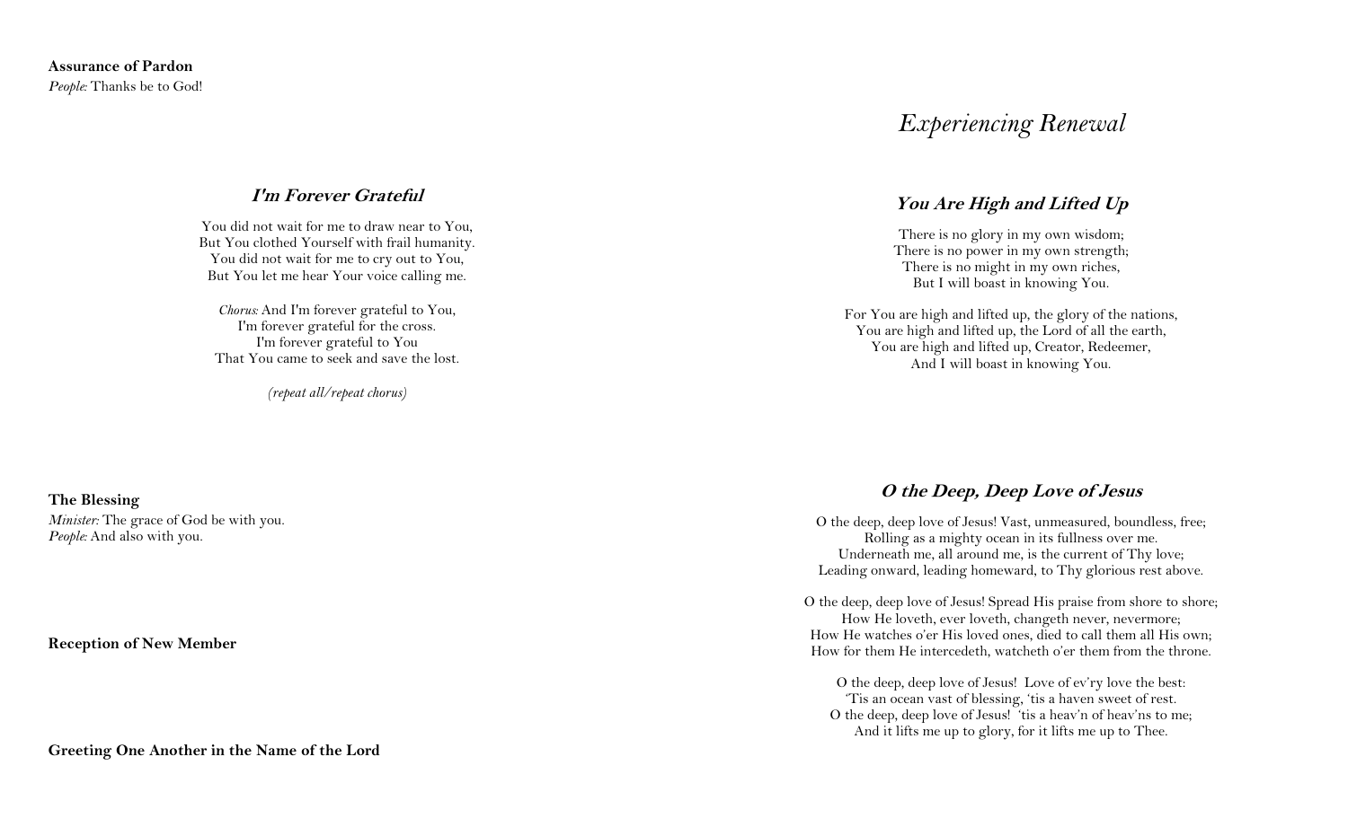**Assurance of Pardon**
*People:* Thanks be to God!

### *I'm Forever Grateful*

You did not wait for me to draw near to You,
But You clothed Yourself with frail humanity.
You did not wait for me to cry out to You,
But You let me hear Your voice calling me.

*Chorus:* And I'm forever grateful to You,
I'm forever grateful for the cross.
I'm forever grateful to You
That You came to seek and save the lost.

*(repeat all/repeat chorus)*

**The Blessing**
*Minister:* The grace of God be with you.
*People:* And also with you.

**Reception of New Member**

**Greeting One Another in the Name of the Lord**

## *Experiencing Renewal*

### *You Are High and Lifted Up*

There is no glory in my own wisdom;
There is no power in my own strength;
There is no might in my own riches,
But I will boast in knowing You.

For You are high and lifted up, the glory of the nations,
You are high and lifted up, the Lord of all the earth,
You are high and lifted up, Creator, Redeemer,
And I will boast in knowing You.

### *O the Deep, Deep Love of Jesus*

O the deep, deep love of Jesus! Vast, unmeasured, boundless, free;
Rolling as a mighty ocean in its fullness over me.
Underneath me, all around me, is the current of Thy love;
Leading onward, leading homeward, to Thy glorious rest above.

O the deep, deep love of Jesus! Spread His praise from shore to shore;
How He loveth, ever loveth, changeth never, nevermore;
How He watches o'er His loved ones, died to call them all His own;
How for them He intercedeth, watcheth o'er them from the throne.

O the deep, deep love of Jesus! Love of ev'ry love the best:
'Tis an ocean vast of blessing, 'tis a haven sweet of rest.
O the deep, deep love of Jesus! 'tis a heav'n of heav'ns to me;
And it lifts me up to glory, for it lifts me up to Thee.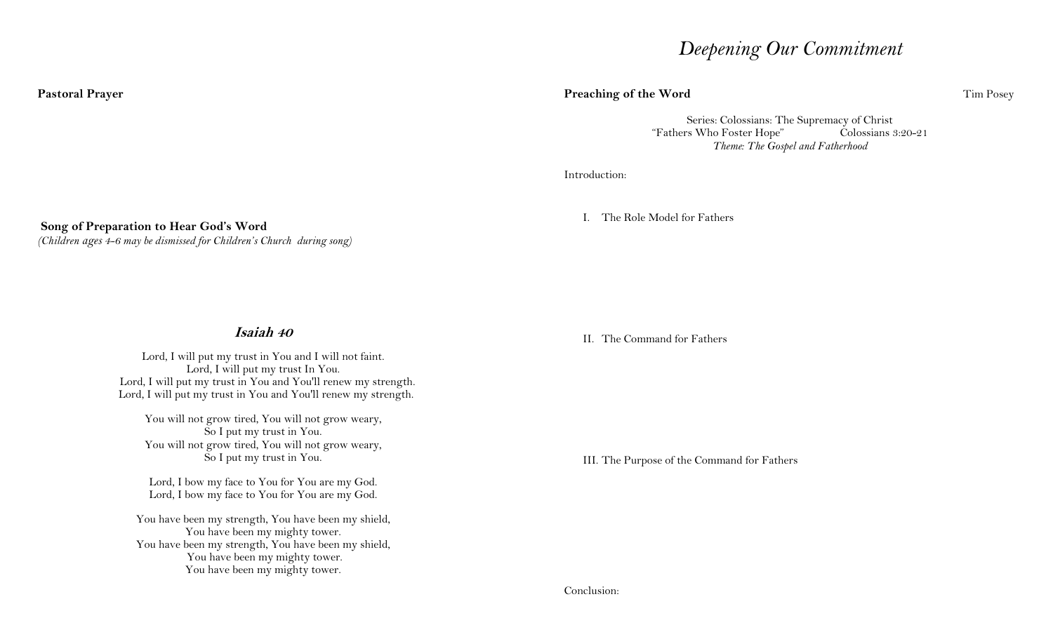**Pastoral Prayer**

**Song of Preparation to Hear God's Word**
*(Children ages 4-6 may be dismissed for Children's Church during song)*

## *Isaiah 40*

Lord, I will put my trust in You and I will not faint.
Lord, I will put my trust In You.
Lord, I will put my trust in You and You'll renew my strength.
Lord, I will put my trust in You and You'll renew my strength.

You will not grow tired, You will not grow weary,
So I put my trust in You.
You will not grow tired, You will not grow weary,
So I put my trust in You.

Lord, I bow my face to You for You are my God.
Lord, I bow my face to You for You are my God.

You have been my strength, You have been my shield,
You have been my mighty tower.
You have been my strength, You have been my shield,
You have been my mighty tower.
You have been my mighty tower.

# *Deepening Our Commitment*

**Preaching of the Word** Tim Posey

Series: Colossians: The Supremacy of Christ
"Fathers Who Foster Hope" Colossians 3:20-21
*Theme: The Gospel and Fatherhood*

Introduction:

I. The Role Model for Fathers

II. The Command for Fathers

III. The Purpose of the Command for Fathers

Conclusion: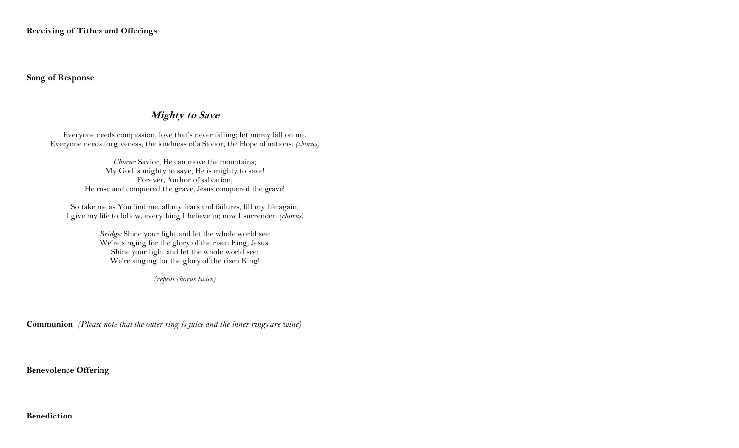**Receiving of Tithes and Offerings**

**Song of Response**

## ***Mighty to Save***

Everyone needs compassion, love that's never failing; let mercy fall on me.
Everyone needs forgiveness, the kindness of a Savior, the Hope of nations. *(chorus)*

*Chorus:* Savior, He can move the mountains;
My God is mighty to save, He is mighty to save!
Forever, Author of salvation,
He rose and conquered the grave, Jesus conquered the grave!

So take me as You find me, all my fears and failures, fill my life again;
I give my life to follow, everything I believe in; now I surrender. *(chorus)*

*Bridge:* Shine your light and let the whole world see:
We're singing for the glory of the risen King, Jesus!
Shine your light and let the whole world see:
We're singing for the glory of the risen King!

*(repeat chorus twice)*

**Communion** *(Please note that the outer ring is juice and the inner rings are wine)*

**Benevolence Offering**

**Benediction**